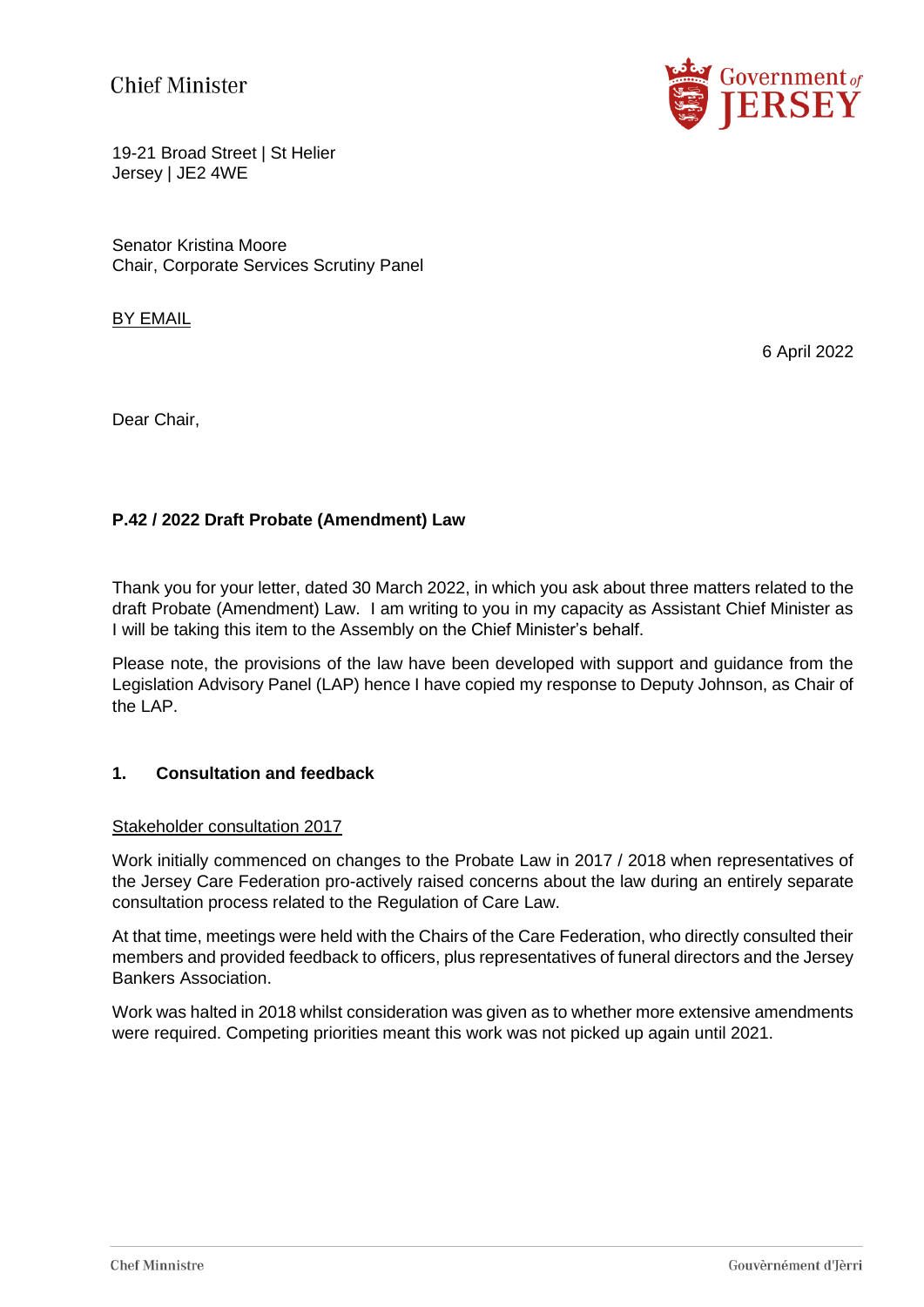Chief Minister

19-21 Broad Street | St Helier
Jersey | JE2 4WE

Senator Kristina Moore
Chair, Corporate Services Scrutiny Panel

BY EMAIL

6 April 2022

Dear Chair,

**P.42 / 2022 Draft Probate (Amendment) Law**

Thank you for your letter, dated 30 March 2022, in which you ask about three matters related to the draft Probate (Amendment) Law. I am writing to you in my capacity as Assistant Chief Minister as I will be taking this item to the Assembly on the Chief Minister's behalf.

Please note, the provisions of the law have been developed with support and guidance from the Legislation Advisory Panel (LAP) hence I have copied my response to Deputy Johnson, as Chair of the LAP.

## 1. Consultation and feedback

Stakeholder consultation 2017

Work initially commenced on changes to the Probate Law in 2017 / 2018 when representatives of the Jersey Care Federation pro-actively raised concerns about the law during an entirely separate consultation process related to the Regulation of Care Law.

At that time, meetings were held with the Chairs of the Care Federation, who directly consulted their members and provided feedback to officers, plus representatives of funeral directors and the Jersey Bankers Association.

Work was halted in 2018 whilst consideration was given as to whether more extensive amendments were required. Competing priorities meant this work was not picked up again until 2021.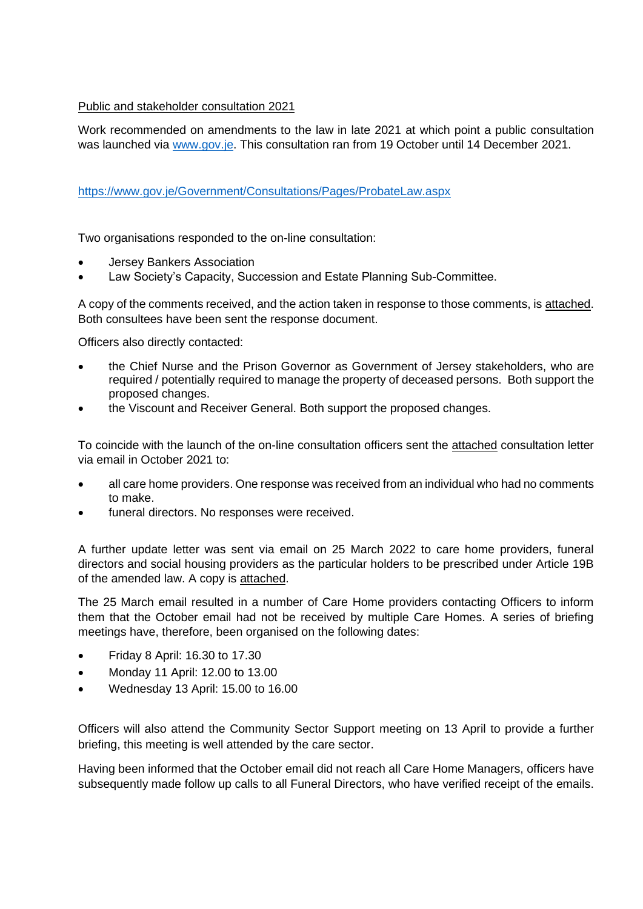Public and stakeholder consultation 2021

Work recommended on amendments to the law in late 2021 at which point a public consultation was launched via [www.gov.je](http://www.gov.je). This consultation ran from 19 October until 14 December 2021.

[https://www.gov.je/Government/Consultations/Pages/ProbateLaw.aspx](https://www.gov.je/Government/Consultations/Pages/ProbateLaw.aspx)

Two organisations responded to the on-line consultation:

- Jersey Bankers Association
- Law Society's Capacity, Succession and Estate Planning Sub-Committee.

A copy of the comments received, and the action taken in response to those comments, is attached. Both consultees have been sent the response document.

Officers also directly contacted:

- the Chief Nurse and the Prison Governor as Government of Jersey stakeholders, who are required / potentially required to manage the property of deceased persons. Both support the proposed changes.
- the Viscount and Receiver General. Both support the proposed changes.

To coincide with the launch of the on-line consultation officers sent the attached consultation letter via email in October 2021 to:

- all care home providers. One response was received from an individual who had no comments to make.
- funeral directors. No responses were received.

A further update letter was sent via email on 25 March 2022 to care home providers, funeral directors and social housing providers as the particular holders to be prescribed under Article 19B of the amended law. A copy is attached.

The 25 March email resulted in a number of Care Home providers contacting Officers to inform them that the October email had not be received by multiple Care Homes. A series of briefing meetings have, therefore, been organised on the following dates:

- Friday 8 April: 16.30 to 17.30
- Monday 11 April: 12.00 to 13.00
- Wednesday 13 April: 15.00 to 16.00

Officers will also attend the Community Sector Support meeting on 13 April to provide a further briefing, this meeting is well attended by the care sector.

Having been informed that the October email did not reach all Care Home Managers, officers have subsequently made follow up calls to all Funeral Directors, who have verified receipt of the emails.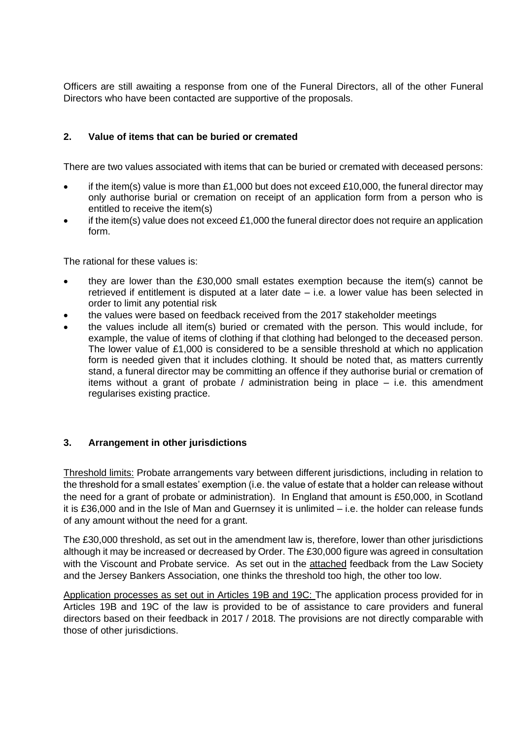Officers are still awaiting a response from one of the Funeral Directors, all of the other Funeral Directors who have been contacted are supportive of the proposals.

## 2. Value of items that can be buried or cremated

There are two values associated with items that can be buried or cremated with deceased persons:

- if the item(s) value is more than £1,000 but does not exceed £10,000, the funeral director may only authorise burial or cremation on receipt of an application form from a person who is entitled to receive the item(s)
- if the item(s) value does not exceed £1,000 the funeral director does not require an application form.

The rational for these values is:

- they are lower than the £30,000 small estates exemption because the item(s) cannot be retrieved if entitlement is disputed at a later date – i.e. a lower value has been selected in order to limit any potential risk
- the values were based on feedback received from the 2017 stakeholder meetings
- the values include all item(s) buried or cremated with the person. This would include, for example, the value of items of clothing if that clothing had belonged to the deceased person. The lower value of £1,000 is considered to be a sensible threshold at which no application form is needed given that it includes clothing. It should be noted that, as matters currently stand, a funeral director may be committing an offence if they authorise burial or cremation of items without a grant of probate / administration being in place – i.e. this amendment regularises existing practice.

## 3. Arrangement in other jurisdictions

Threshold limits: Probate arrangements vary between different jurisdictions, including in relation to the threshold for a small estates' exemption (i.e. the value of estate that a holder can release without the need for a grant of probate or administration). In England that amount is £50,000, in Scotland it is £36,000 and in the Isle of Man and Guernsey it is unlimited – i.e. the holder can release funds of any amount without the need for a grant.

The £30,000 threshold, as set out in the amendment law is, therefore, lower than other jurisdictions although it may be increased or decreased by Order. The £30,000 figure was agreed in consultation with the Viscount and Probate service. As set out in the attached feedback from the Law Society and the Jersey Bankers Association, one thinks the threshold too high, the other too low.

Application processes as set out in Articles 19B and 19C: The application process provided for in Articles 19B and 19C of the law is provided to be of assistance to care providers and funeral directors based on their feedback in 2017 / 2018. The provisions are not directly comparable with those of other jurisdictions.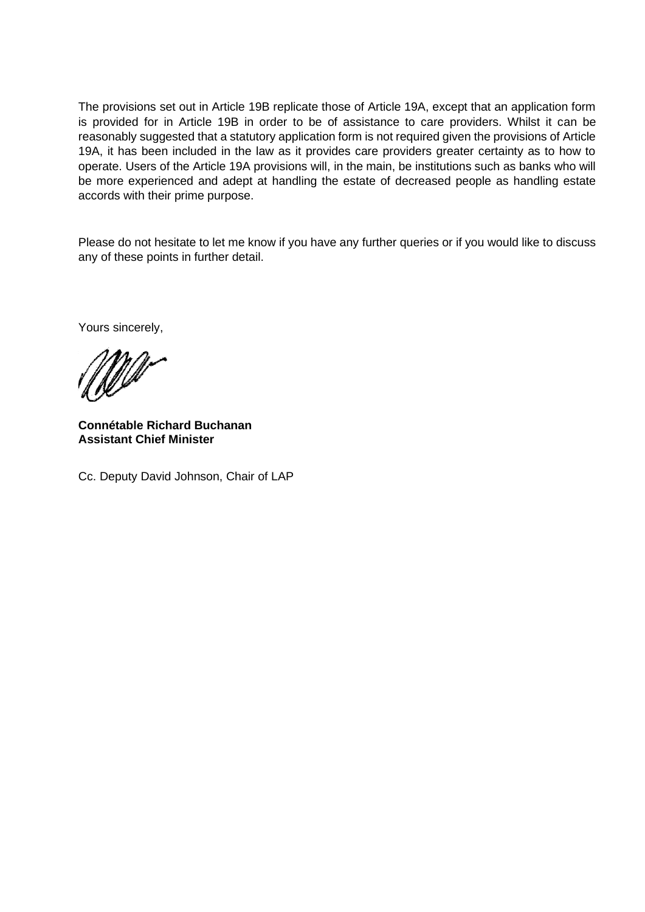The provisions set out in Article 19B replicate those of Article 19A, except that an application form is provided for in Article 19B in order to be of assistance to care providers. Whilst it can be reasonably suggested that a statutory application form is not required given the provisions of Article 19A, it has been included in the law as it provides care providers greater certainty as to how to operate. Users of the Article 19A provisions will, in the main, be institutions such as banks who will be more experienced and adept at handling the estate of decreased people as handling estate accords with their prime purpose.

Please do not hesitate to let me know if you have any further queries or if you would like to discuss any of these points in further detail.

Yours sincerely,

**Connétable Richard Buchanan**
**Assistant Chief Minister**

Cc. Deputy David Johnson, Chair of LAP